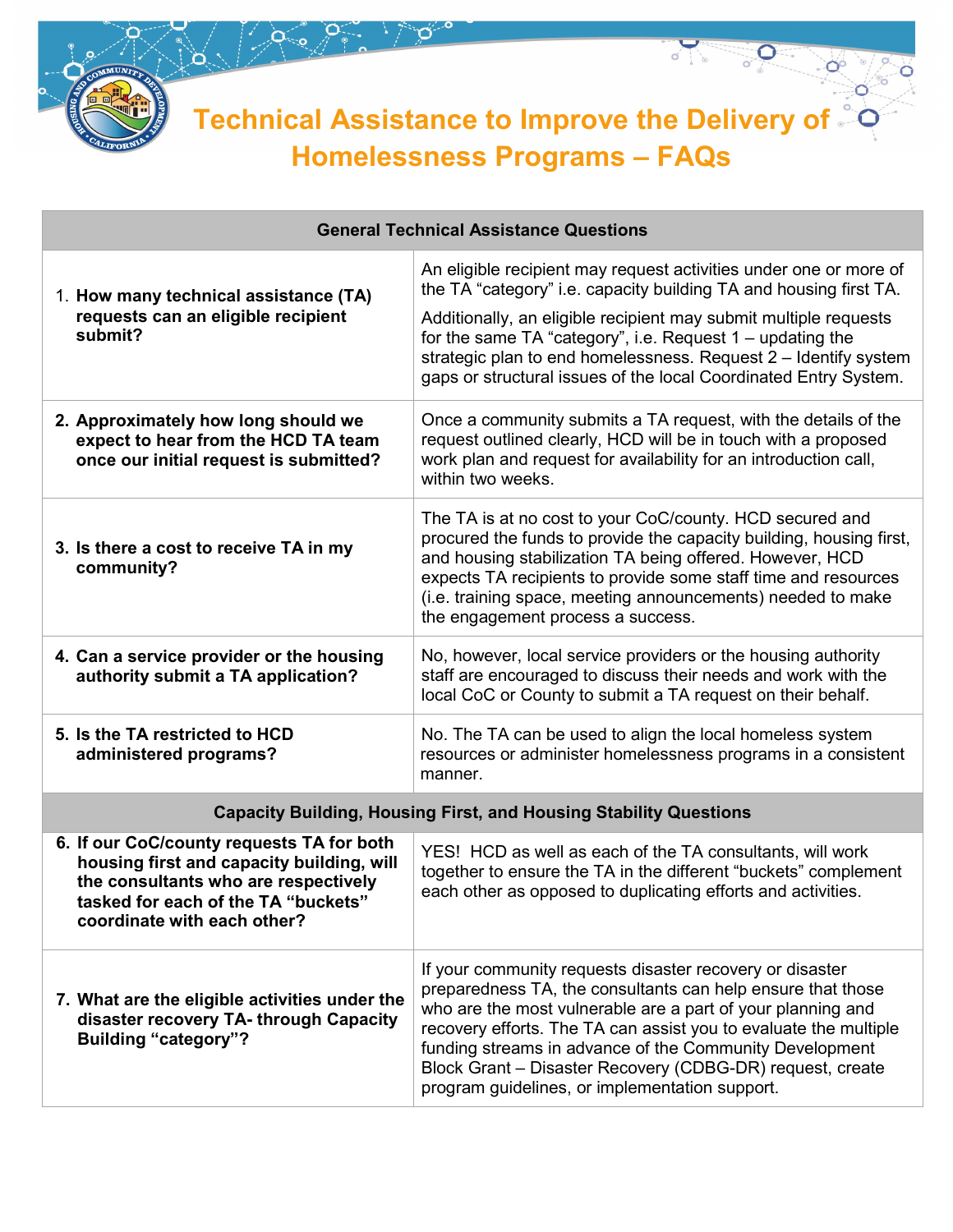# Technical Assistance to Improve the Delivery of Homelessness Programs – FAQs

| General Technical Assistance Questions | |
|---|---|
| 1. **How many technical assistance (TA) requests can an eligible recipient submit?** | An eligible recipient may request activities under one or more of the TA "category" i.e. capacity building TA and housing first TA. Additionally, an eligible recipient may submit multiple requests for the same TA "category", i.e. Request 1 – updating the strategic plan to end homelessness. Request 2 – Identify system gaps or structural issues of the local Coordinated Entry System. |
| **2. Approximately how long should we expect to hear from the HCD TA team once our initial request is submitted?** | Once a community submits a TA request, with the details of the request outlined clearly, HCD will be in touch with a proposed work plan and request for availability for an introduction call, within two weeks. |
| **3. Is there a cost to receive TA in my community?** | The TA is at no cost to your CoC/county. HCD secured and procured the funds to provide the capacity building, housing first, and housing stabilization TA being offered. However, HCD expects TA recipients to provide some staff time and resources (i.e. training space, meeting announcements) needed to make the engagement process a success. |
| **4. Can a service provider or the housing authority submit a TA application?** | No, however, local service providers or the housing authority staff are encouraged to discuss their needs and work with the local CoC or County to submit a TA request on their behalf. |
| **5. Is the TA restricted to HCD administered programs?** | No. The TA can be used to align the local homeless system resources or administer homelessness programs in a consistent manner. |
| **Capacity Building, Housing First, and Housing Stability Questions** | |
| **6. If our CoC/county requests TA for both housing first and capacity building, will the consultants who are respectively tasked for each of the TA "buckets" coordinate with each other?** | YES! HCD as well as each of the TA consultants, will work together to ensure the TA in the different "buckets" complement each other as opposed to duplicating efforts and activities. |
| **7. What are the eligible activities under the disaster recovery TA- through Capacity Building "category"?** | If your community requests disaster recovery or disaster preparedness TA, the consultants can help ensure that those who are the most vulnerable are a part of your planning and recovery efforts. The TA can assist you to evaluate the multiple funding streams in advance of the Community Development Block Grant – Disaster Recovery (CDBG-DR) request, create program guidelines, or implementation support. |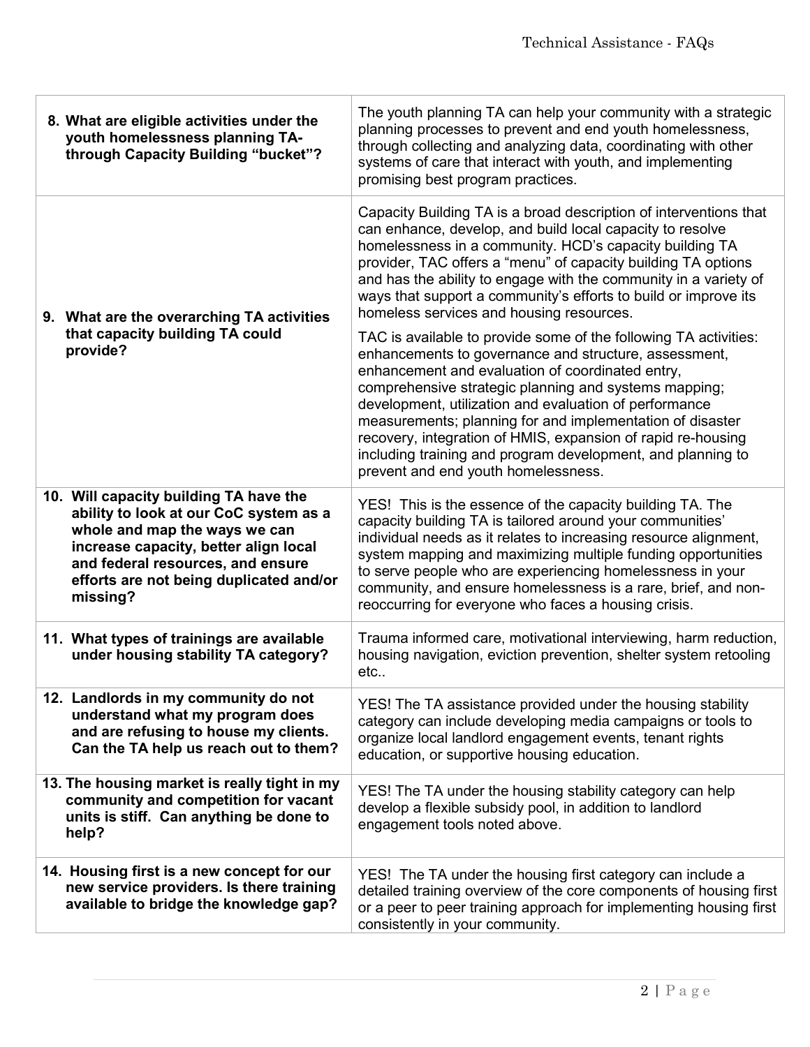| | |
|---|---|
| **8. What are eligible activities under the youth homelessness planning TA-through Capacity Building "bucket"?** | The youth planning TA can help your community with a strategic planning processes to prevent and end youth homelessness, through collecting and analyzing data, coordinating with other systems of care that interact with youth, and implementing promising best program practices. |
| **9. What are the overarching TA activities that capacity building TA could provide?** | Capacity Building TA is a broad description of interventions that can enhance, develop, and build local capacity to resolve homelessness in a community. HCD's capacity building TA provider, TAC offers a "menu" of capacity building TA options and has the ability to engage with the community in a variety of ways that support a community's efforts to build or improve its homeless services and housing resources.<br><br>TAC is available to provide some of the following TA activities: enhancements to governance and structure, assessment, enhancement and evaluation of coordinated entry, comprehensive strategic planning and systems mapping; development, utilization and evaluation of performance measurements; planning for and implementation of disaster recovery, integration of HMIS, expansion of rapid re-housing including training and program development, and planning to prevent and end youth homelessness. |
| **10. Will capacity building TA have the ability to look at our CoC system as a whole and map the ways we can increase capacity, better align local and federal resources, and ensure efforts are not being duplicated and/or missing?** | YES! This is the essence of the capacity building TA. The capacity building TA is tailored around your communities' individual needs as it relates to increasing resource alignment, system mapping and maximizing multiple funding opportunities to serve people who are experiencing homelessness in your community, and ensure homelessness is a rare, brief, and non-reoccurring for everyone who faces a housing crisis. |
| **11. What types of trainings are available under housing stability TA category?** | Trauma informed care, motivational interviewing, harm reduction, housing navigation, eviction prevention, shelter system retooling etc.. |
| **12. Landlords in my community do not understand what my program does and are refusing to house my clients. Can the TA help us reach out to them?** | YES! The TA assistance provided under the housing stability category can include developing media campaigns or tools to organize local landlord engagement events, tenant rights education, or supportive housing education. |
| **13. The housing market is really tight in my community and competition for vacant units is stiff. Can anything be done to help?** | YES! The TA under the housing stability category can help develop a flexible subsidy pool, in addition to landlord engagement tools noted above. |
| **14. Housing first is a new concept for our new service providers. Is there training available to bridge the knowledge gap?** | YES! The TA under the housing first category can include a detailed training overview of the core components of housing first or a peer to peer training approach for implementing housing first consistently in your community. |